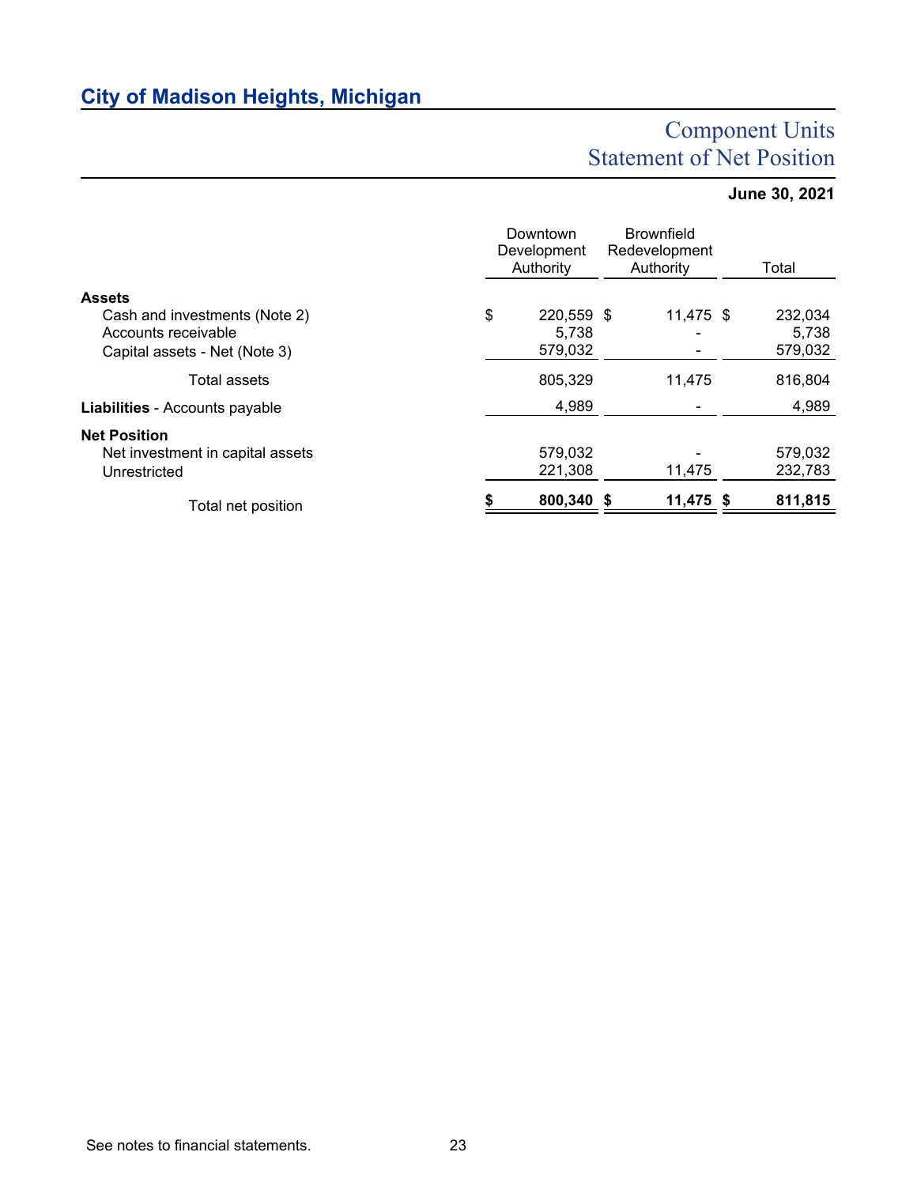## City of Madison Heights, Michigan

# Component Units
# Statement of Net Position

**June 30, 2021**

| | Downtown Development Authority | Brownfield Redevelopment Authority | Total |
|---|---|---|---|
| **Assets** | | | |
| Cash and investments (Note 2) | $ 220,559 | $ 11,475 | $ 232,034 |
| Accounts receivable | 5,738 | - | 5,738 |
| Capital assets - Net (Note 3) | 579,032 | - | 579,032 |
| Total assets | 805,329 | 11,475 | 816,804 |
| **Liabilities** - Accounts payable | 4,989 | - | 4,989 |
| **Net Position** | | | |
| Net investment in capital assets | 579,032 | - | 579,032 |
| Unrestricted | 221,308 | 11,475 | 232,783 |
| Total net position | **$ 800,340** | **$ 11,475** | **$ 811,815** |

See notes to financial statements.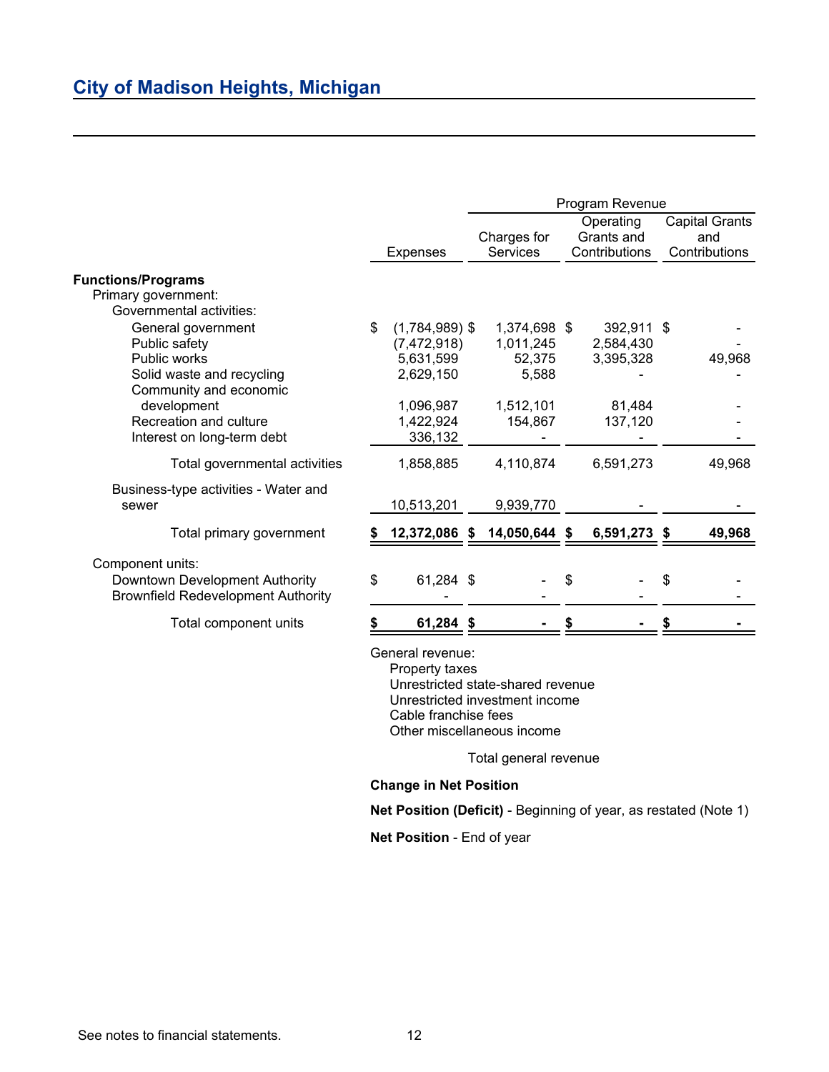## City of Madison Heights, Michigan

| Functions/Programs | Expenses | Program Revenue | | |
|---|---|---|---|---|
| | | Charges for Services | Operating Grants and Contributions | Capital Grants and Contributions |
| Primary government: | | | | |
| Governmental activities: | | | | |
| General government | $ (1,784,989) | $ 1,374,698 | $ 392,911 | $ - |
| Public safety | (7,472,918) | 1,011,245 | 2,584,430 | - |
| Public works | 5,631,599 | 52,375 | 3,395,328 | 49,968 |
| Solid waste and recycling | 2,629,150 | 5,588 | - | - |
| Community and economic development | 1,096,987 | 1,512,101 | 81,484 | - |
| Recreation and culture | 1,422,924 | 154,867 | 137,120 | - |
| Interest on long-term debt | 336,132 | - | - | - |
| Total governmental activities | 1,858,885 | 4,110,874 | 6,591,273 | 49,968 |
| Business-type activities - Water and sewer | 10,513,201 | 9,939,770 | - | - |
| **Total primary government** | **$ 12,372,086** | **$ 14,050,644** | **$ 6,591,273** | **$ 49,968** |
| Component units: | | | | |
| Downtown Development Authority | $ 61,284 | $ - | $ - | $ - |
| Brownfield Redevelopment Authority | - | - | - | - |
| **Total component units** | **$ 61,284** | **$ -** | **$ -** | **$ -** |

General revenue:
- Property taxes
- Unrestricted state-shared revenue
- Unrestricted investment income
- Cable franchise fees
- Other miscellaneous income

Total general revenue

**Change in Net Position**

**Net Position (Deficit)** - Beginning of year, as restated (Note 1)

**Net Position** - End of year

See notes to financial statements.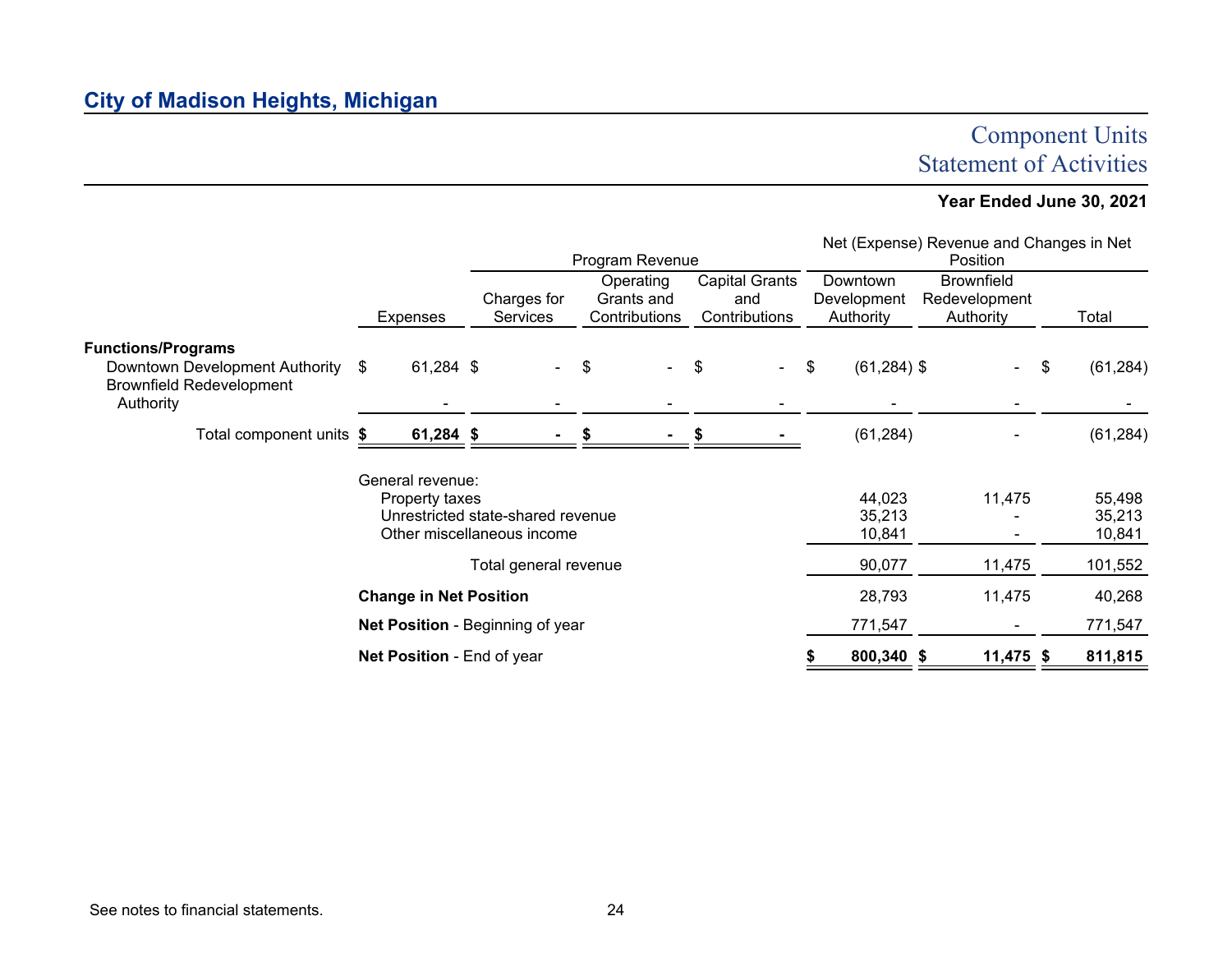## City of Madison Heights, Michigan

# Component Units
# Statement of Activities

**Year Ended June 30, 2021**

| | | Program Revenue | | | Net (Expense) Revenue and Changes in Net Position | | |
|---|---|---|---|---|---|---|---|
| | Expenses | Charges for Services | Operating Grants and Contributions | Capital Grants and Contributions | Downtown Development Authority | Brownfield Redevelopment Authority | Total |
| **Functions/Programs** | | | | | | | |
| Downtown Development Authority | $ 61,284 | $ - | $ - | $ - | $ (61,284) | $ - | $ (61,284) |
| Brownfield Redevelopment Authority | - | - | - | - | - | - | - |
| Total component units | **$ 61,284** | **$ -** | **$ -** | **$ -** | (61,284) | - | (61,284) |
| General revenue: | | | | | | | |
| Property taxes | | | | | 44,023 | 11,475 | 55,498 |
| Unrestricted state-shared revenue | | | | | 35,213 | - | 35,213 |
| Other miscellaneous income | | | | | 10,841 | - | 10,841 |
| Total general revenue | | | | | 90,077 | 11,475 | 101,552 |
| **Change in Net Position** | | | | | 28,793 | 11,475 | 40,268 |
| **Net Position** - Beginning of year | | | | | 771,547 | - | 771,547 |
| **Net Position** - End of year | | | | | **$ 800,340** | **$ 11,475** | **$ 811,815** |

See notes to financial statements.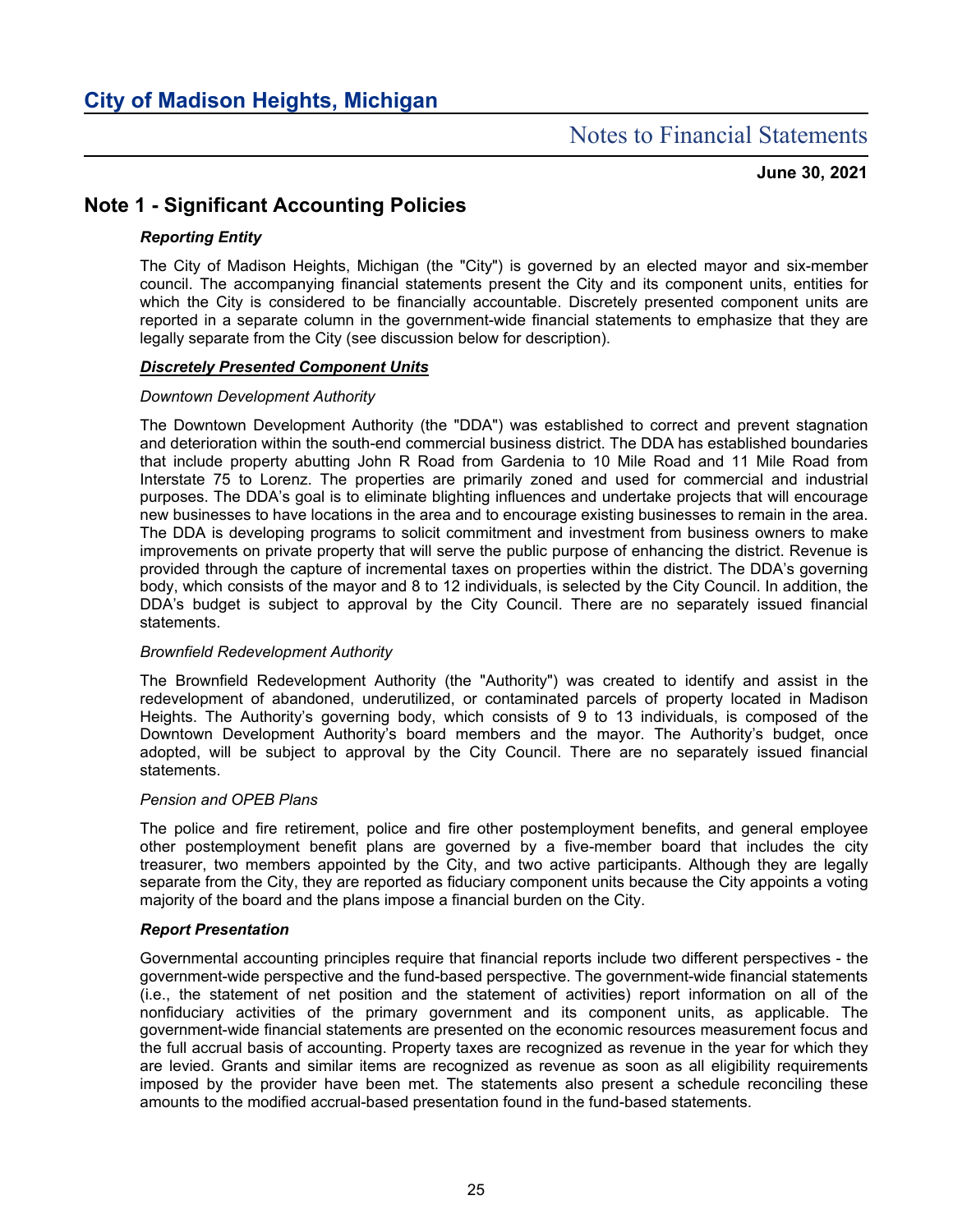# City of Madison Heights, Michigan

## Notes to Financial Statements

**June 30, 2021**

## Note 1 - Significant Accounting Policies

***Reporting Entity***

The City of Madison Heights, Michigan (the "City") is governed by an elected mayor and six-member council. The accompanying financial statements present the City and its component units, entities for which the City is considered to be financially accountable. Discretely presented component units are reported in a separate column in the government-wide financial statements to emphasize that they are legally separate from the City (see discussion below for description).

***Discretely Presented Component Units***

*Downtown Development Authority*

The Downtown Development Authority (the "DDA") was established to correct and prevent stagnation and deterioration within the south-end commercial business district. The DDA has established boundaries that include property abutting John R Road from Gardenia to 10 Mile Road and 11 Mile Road from Interstate 75 to Lorenz. The properties are primarily zoned and used for commercial and industrial purposes. The DDA's goal is to eliminate blighting influences and undertake projects that will encourage new businesses to have locations in the area and to encourage existing businesses to remain in the area. The DDA is developing programs to solicit commitment and investment from business owners to make improvements on private property that will serve the public purpose of enhancing the district. Revenue is provided through the capture of incremental taxes on properties within the district. The DDA's governing body, which consists of the mayor and 8 to 12 individuals, is selected by the City Council. In addition, the DDA's budget is subject to approval by the City Council. There are no separately issued financial statements.

*Brownfield Redevelopment Authority*

The Brownfield Redevelopment Authority (the "Authority") was created to identify and assist in the redevelopment of abandoned, underutilized, or contaminated parcels of property located in Madison Heights. The Authority's governing body, which consists of 9 to 13 individuals, is composed of the Downtown Development Authority's board members and the mayor. The Authority's budget, once adopted, will be subject to approval by the City Council. There are no separately issued financial statements.

*Pension and OPEB Plans*

The police and fire retirement, police and fire other postemployment benefits, and general employee other postemployment benefit plans are governed by a five-member board that includes the city treasurer, two members appointed by the City, and two active participants. Although they are legally separate from the City, they are reported as fiduciary component units because the City appoints a voting majority of the board and the plans impose a financial burden on the City.

***Report Presentation***

Governmental accounting principles require that financial reports include two different perspectives - the government-wide perspective and the fund-based perspective. The government-wide financial statements (i.e., the statement of net position and the statement of activities) report information on all of the nonfiduciary activities of the primary government and its component units, as applicable. The government-wide financial statements are presented on the economic resources measurement focus and the full accrual basis of accounting. Property taxes are recognized as revenue in the year for which they are levied. Grants and similar items are recognized as revenue as soon as all eligibility requirements imposed by the provider have been met. The statements also present a schedule reconciling these amounts to the modified accrual-based presentation found in the fund-based statements.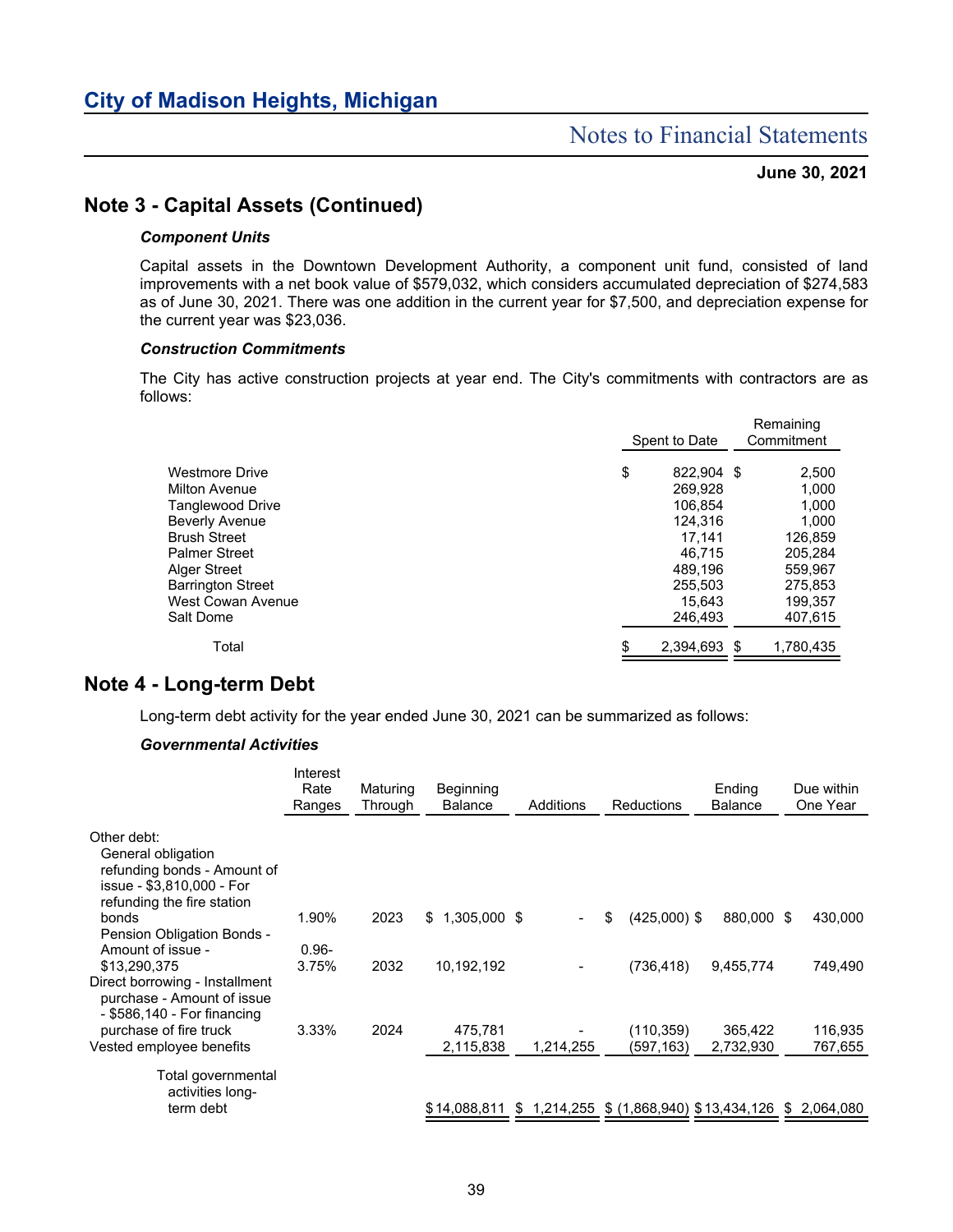## Note 3 - Capital Assets (Continued)

### *Component Units*

Capital assets in the Downtown Development Authority, a component unit fund, consisted of land improvements with a net book value of $579,032, which considers accumulated depreciation of $274,583 as of June 30, 2021. There was one addition in the current year for $7,500, and depreciation expense for the current year was $23,036.

### *Construction Commitments*

The City has active construction projects at year end. The City's commitments with contractors are as follows:

| | Spent to Date | Remaining Commitment |
|---|---|---|
| Westmore Drive | $ 822,904 | $ 2,500 |
| Milton Avenue | 269,928 | 1,000 |
| Tanglewood Drive | 106,854 | 1,000 |
| Beverly Avenue | 124,316 | 1,000 |
| Brush Street | 17,141 | 126,859 |
| Palmer Street | 46,715 | 205,284 |
| Alger Street | 489,196 | 559,967 |
| Barrington Street | 255,503 | 275,853 |
| West Cowan Avenue | 15,643 | 199,357 |
| Salt Dome | 246,493 | 407,615 |
| Total | $ 2,394,693 | $ 1,780,435 |

## Note 4 - Long-term Debt

Long-term debt activity for the year ended June 30, 2021 can be summarized as follows:

### *Governmental Activities*

| | Interest Rate Ranges | Maturing Through | Beginning Balance | Additions | Reductions | Ending Balance | Due within One Year |
|---|---|---|---|---|---|---|---|
| Other debt: | | | | | | | |
| General obligation refunding bonds - Amount of issue - $3,810,000 - For refunding the fire station bonds | 1.90% | 2023 | $ 1,305,000 | $ - | $ (425,000) | $ 880,000 | $ 430,000 |
| Pension Obligation Bonds - Amount of issue - $13,290,375 | 0.96-3.75% | 2032 | 10,192,192 | - | (736,418) | 9,455,774 | 749,490 |
| Direct borrowing - Installment purchase - Amount of issue - $586,140 - For financing purchase of fire truck | 3.33% | 2024 | 475,781 | - | (110,359) | 365,422 | 116,935 |
| Vested employee benefits | | | 2,115,838 | 1,214,255 | (597,163) | 2,732,930 | 767,655 |
| Total governmental activities long-term debt | | | $ 14,088,811 | $ 1,214,255 | $ (1,868,940) | $ 13,434,126 | $ 2,064,080 |